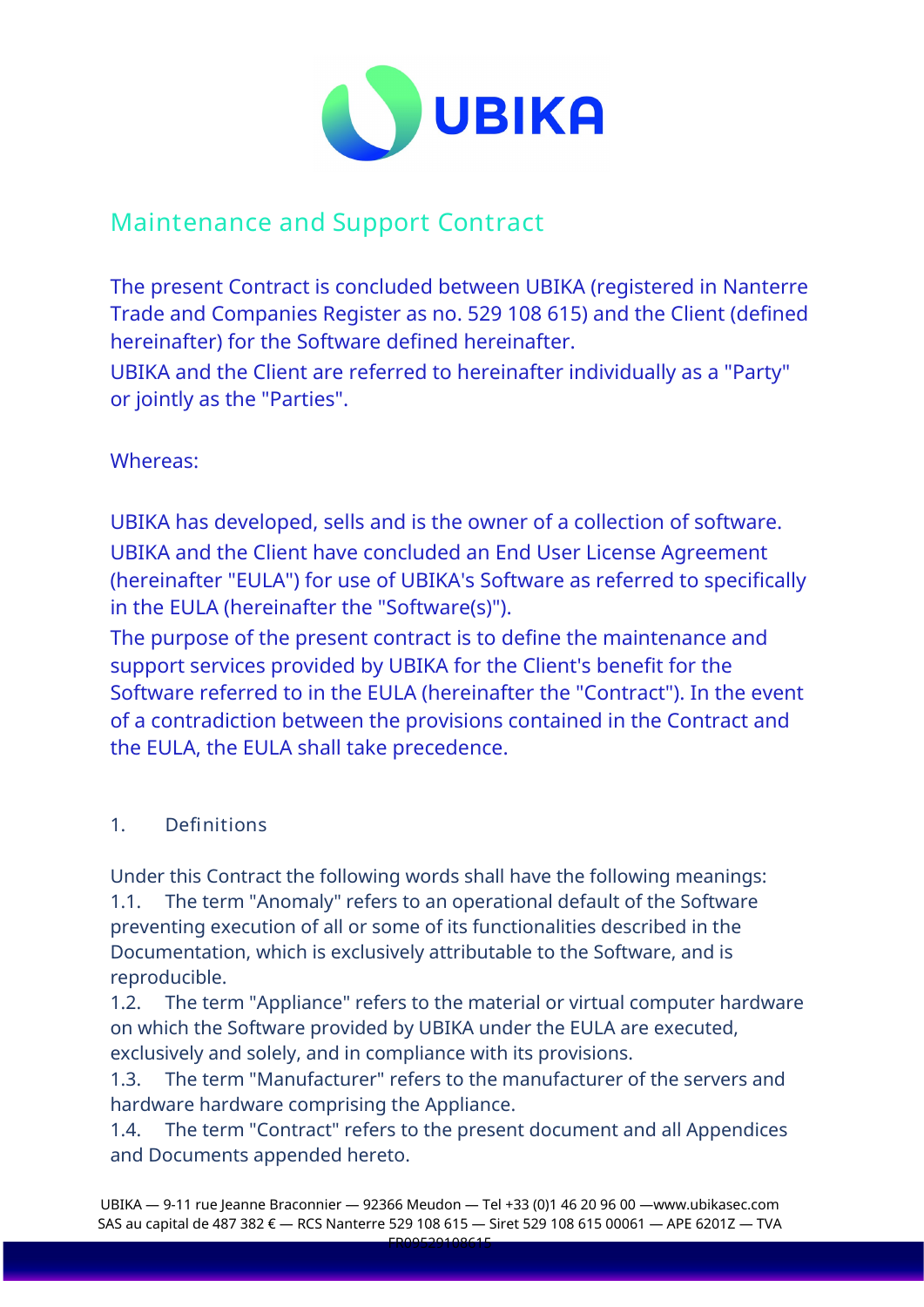# Maintenance and Support Contract

The present Contract is concluded between UBIKA (registered in Nanterre Trade and Companies Register as no. 529 108 615) and the Client (defined hereinafter) for the Software defined hereinafter.
UBIKA and the Client are referred to hereinafter individually as a "Party" or jointly as the "Parties".

Whereas:

UBIKA has developed, sells and is the owner of a collection of software.
UBIKA and the Client have concluded an End User License Agreement (hereinafter "EULA") for use of UBIKA's Software as referred to specifically in the EULA (hereinafter the "Software(s)").
The purpose of the present contract is to define the maintenance and support services provided by UBIKA for the Client's benefit for the Software referred to in the EULA (hereinafter the "Contract"). In the event of a contradiction between the provisions contained in the Contract and the EULA, the EULA shall take precedence.

## 1. Definitions

Under this Contract the following words shall have the following meanings:
1.1. The term "Anomaly" refers to an operational default of the Software preventing execution of all or some of its functionalities described in the Documentation, which is exclusively attributable to the Software, and is reproducible.
1.2. The term "Appliance" refers to the material or virtual computer hardware on which the Software provided by UBIKA under the EULA are executed, exclusively and solely, and in compliance with its provisions.
1.3. The term "Manufacturer" refers to the manufacturer of the servers and hardware hardware comprising the Appliance.
1.4. The term "Contract" refers to the present document and all Appendices and Documents appended hereto.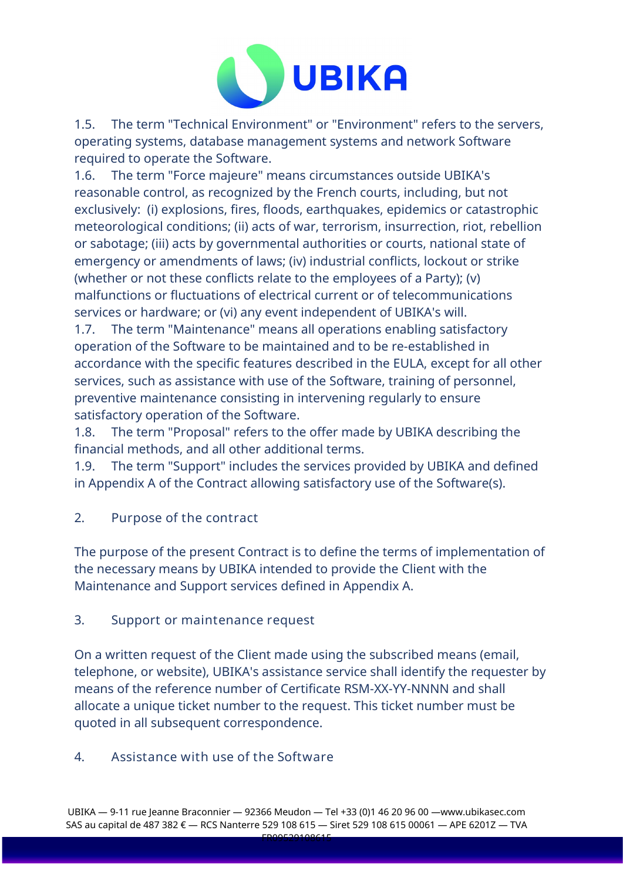1.5. The term "Technical Environment" or "Environment" refers to the servers, operating systems, database management systems and network Software required to operate the Software.

1.6. The term "Force majeure" means circumstances outside UBIKA's reasonable control, as recognized by the French courts, including, but not exclusively: (i) explosions, fires, floods, earthquakes, epidemics or catastrophic meteorological conditions; (ii) acts of war, terrorism, insurrection, riot, rebellion or sabotage; (iii) acts by governmental authorities or courts, national state of emergency or amendments of laws; (iv) industrial conflicts, lockout or strike (whether or not these conflicts relate to the employees of a Party); (v) malfunctions or fluctuations of electrical current or of telecommunications services or hardware; or (vi) any event independent of UBIKA's will.

1.7. The term "Maintenance" means all operations enabling satisfactory operation of the Software to be maintained and to be re-established in accordance with the specific features described in the EULA, except for all other services, such as assistance with use of the Software, training of personnel, preventive maintenance consisting in intervening regularly to ensure satisfactory operation of the Software.

1.8. The term "Proposal" refers to the offer made by UBIKA describing the financial methods, and all other additional terms.

1.9. The term "Support" includes the services provided by UBIKA and defined in Appendix A of the Contract allowing satisfactory use of the Software(s).

## 2. Purpose of the contract

The purpose of the present Contract is to define the terms of implementation of the necessary means by UBIKA intended to provide the Client with the Maintenance and Support services defined in Appendix A.

## 3. Support or maintenance request

On a written request of the Client made using the subscribed means (email, telephone, or website), UBIKA's assistance service shall identify the requester by means of the reference number of Certificate RSM-XX-YY-NNNN and shall allocate a unique ticket number to the request. This ticket number must be quoted in all subsequent correspondence.

## 4. Assistance with use of the Software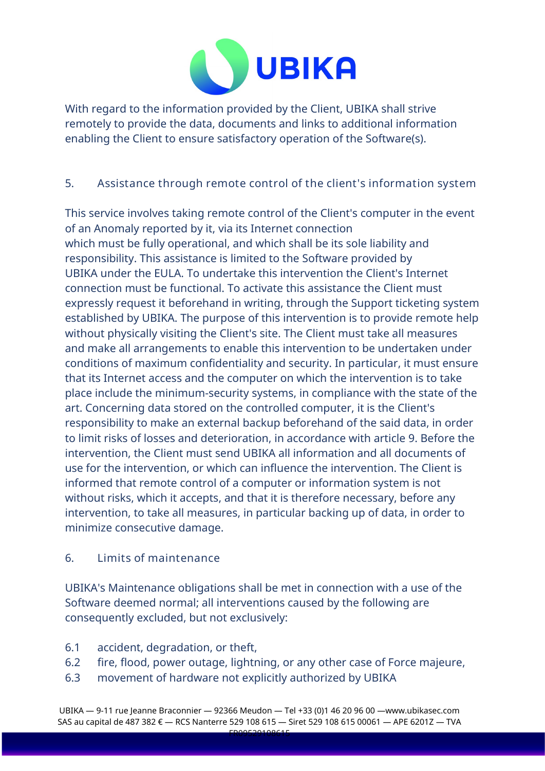With regard to the information provided by the Client, UBIKA shall strive remotely to provide the data, documents and links to additional information enabling the Client to ensure satisfactory operation of the Software(s).

## 5. Assistance through remote control of the client's information system

This service involves taking remote control of the Client's computer in the event of an Anomaly reported by it, via its Internet connection which must be fully operational, and which shall be its sole liability and responsibility. This assistance is limited to the Software provided by UBIKA under the EULA. To undertake this intervention the Client's Internet connection must be functional. To activate this assistance the Client must expressly request it beforehand in writing, through the Support ticketing system established by UBIKA. The purpose of this intervention is to provide remote help without physically visiting the Client's site. The Client must take all measures and make all arrangements to enable this intervention to be undertaken under conditions of maximum confidentiality and security. In particular, it must ensure that its Internet access and the computer on which the intervention is to take place include the minimum-security systems, in compliance with the state of the art. Concerning data stored on the controlled computer, it is the Client's responsibility to make an external backup beforehand of the said data, in order to limit risks of losses and deterioration, in accordance with article 9. Before the intervention, the Client must send UBIKA all information and all documents of use for the intervention, or which can influence the intervention. The Client is informed that remote control of a computer or information system is not without risks, which it accepts, and that it is therefore necessary, before any intervention, to take all measures, in particular backing up of data, in order to minimize consecutive damage.

## 6. Limits of maintenance

UBIKA's Maintenance obligations shall be met in connection with a use of the Software deemed normal; all interventions caused by the following are consequently excluded, but not exclusively:

6.1 accident, degradation, or theft,

6.2 fire, flood, power outage, lightning, or any other case of Force majeure,

6.3 movement of hardware not explicitly authorized by UBIKA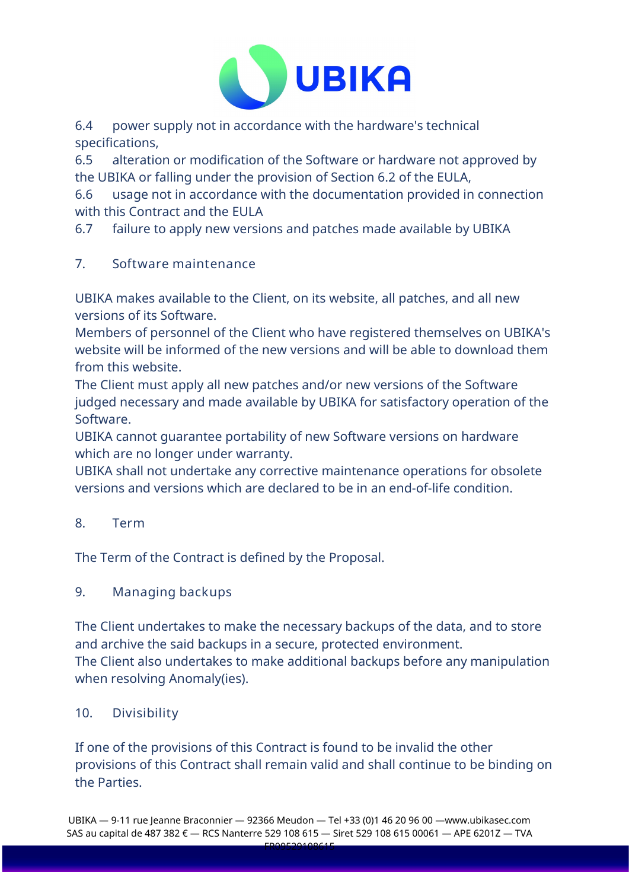6.4 power supply not in accordance with the hardware's technical specifications,

6.5 alteration or modification of the Software or hardware not approved by the UBIKA or falling under the provision of Section 6.2 of the EULA,

6.6 usage not in accordance with the documentation provided in connection with this Contract and the EULA

6.7 failure to apply new versions and patches made available by UBIKA

## 7. Software maintenance

UBIKA makes available to the Client, on its website, all patches, and all new versions of its Software.

Members of personnel of the Client who have registered themselves on UBIKA's website will be informed of the new versions and will be able to download them from this website.

The Client must apply all new patches and/or new versions of the Software judged necessary and made available by UBIKA for satisfactory operation of the Software.

UBIKA cannot guarantee portability of new Software versions on hardware which are no longer under warranty.

UBIKA shall not undertake any corrective maintenance operations for obsolete versions and versions which are declared to be in an end-of-life condition.

## 8. Term

The Term of the Contract is defined by the Proposal.

## 9. Managing backups

The Client undertakes to make the necessary backups of the data, and to store and archive the said backups in a secure, protected environment.

The Client also undertakes to make additional backups before any manipulation when resolving Anomaly(ies).

## 10. Divisibility

If one of the provisions of this Contract is found to be invalid the other provisions of this Contract shall remain valid and shall continue to be binding on the Parties.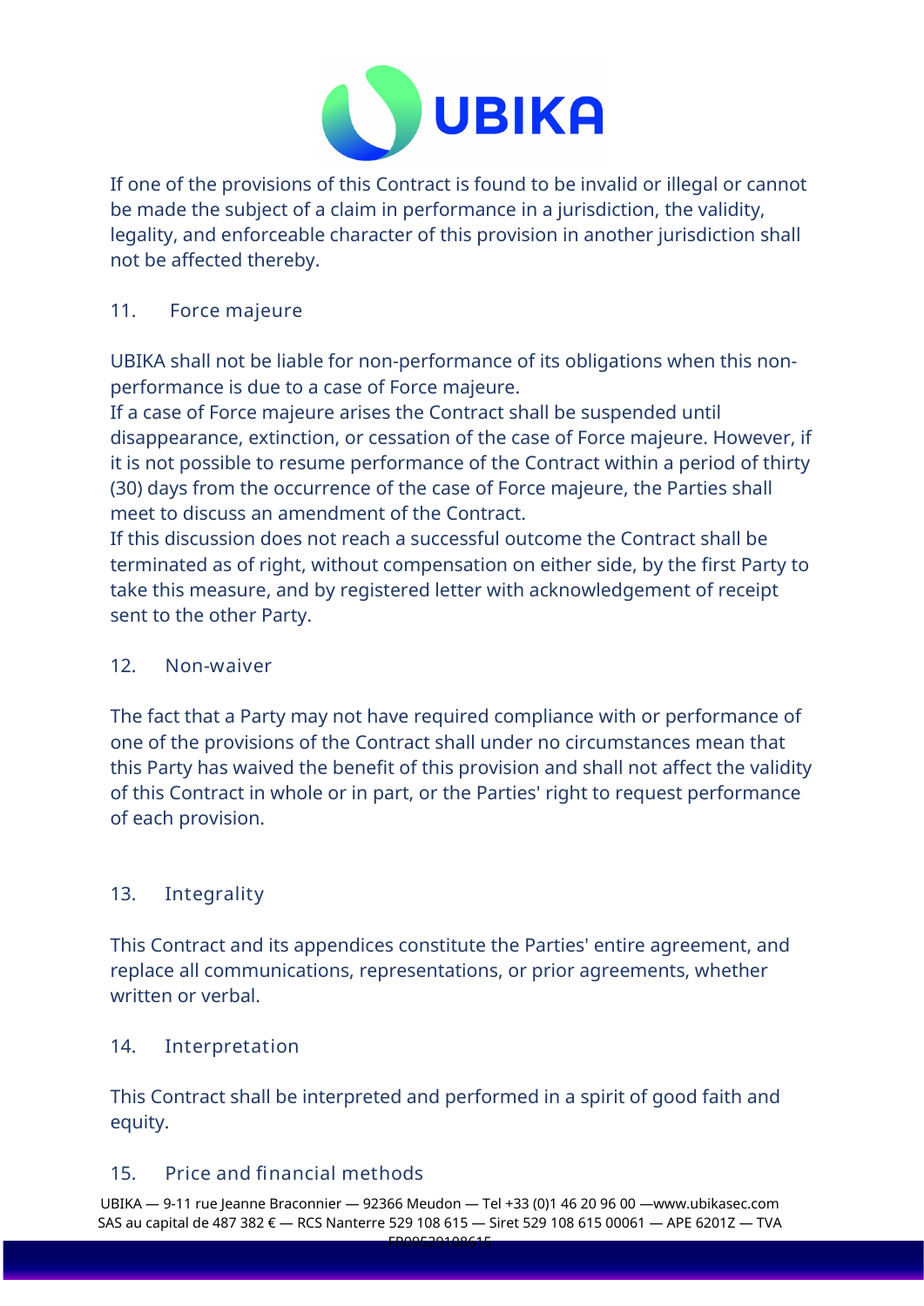If one of the provisions of this Contract is found to be invalid or illegal or cannot be made the subject of a claim in performance in a jurisdiction, the validity, legality, and enforceable character of this provision in another jurisdiction shall not be affected thereby.

## 11. Force majeure

UBIKA shall not be liable for non-performance of its obligations when this non-performance is due to a case of Force majeure.
If a case of Force majeure arises the Contract shall be suspended until disappearance, extinction, or cessation of the case of Force majeure. However, if it is not possible to resume performance of the Contract within a period of thirty (30) days from the occurrence of the case of Force majeure, the Parties shall meet to discuss an amendment of the Contract.
If this discussion does not reach a successful outcome the Contract shall be terminated as of right, without compensation on either side, by the first Party to take this measure, and by registered letter with acknowledgement of receipt sent to the other Party.

## 12. Non-waiver

The fact that a Party may not have required compliance with or performance of one of the provisions of the Contract shall under no circumstances mean that this Party has waived the benefit of this provision and shall not affect the validity of this Contract in whole or in part, or the Parties' right to request performance of each provision.

## 13. Integrality

This Contract and its appendices constitute the Parties' entire agreement, and replace all communications, representations, or prior agreements, whether written or verbal.

## 14. Interpretation

This Contract shall be interpreted and performed in a spirit of good faith and equity.

## 15. Price and financial methods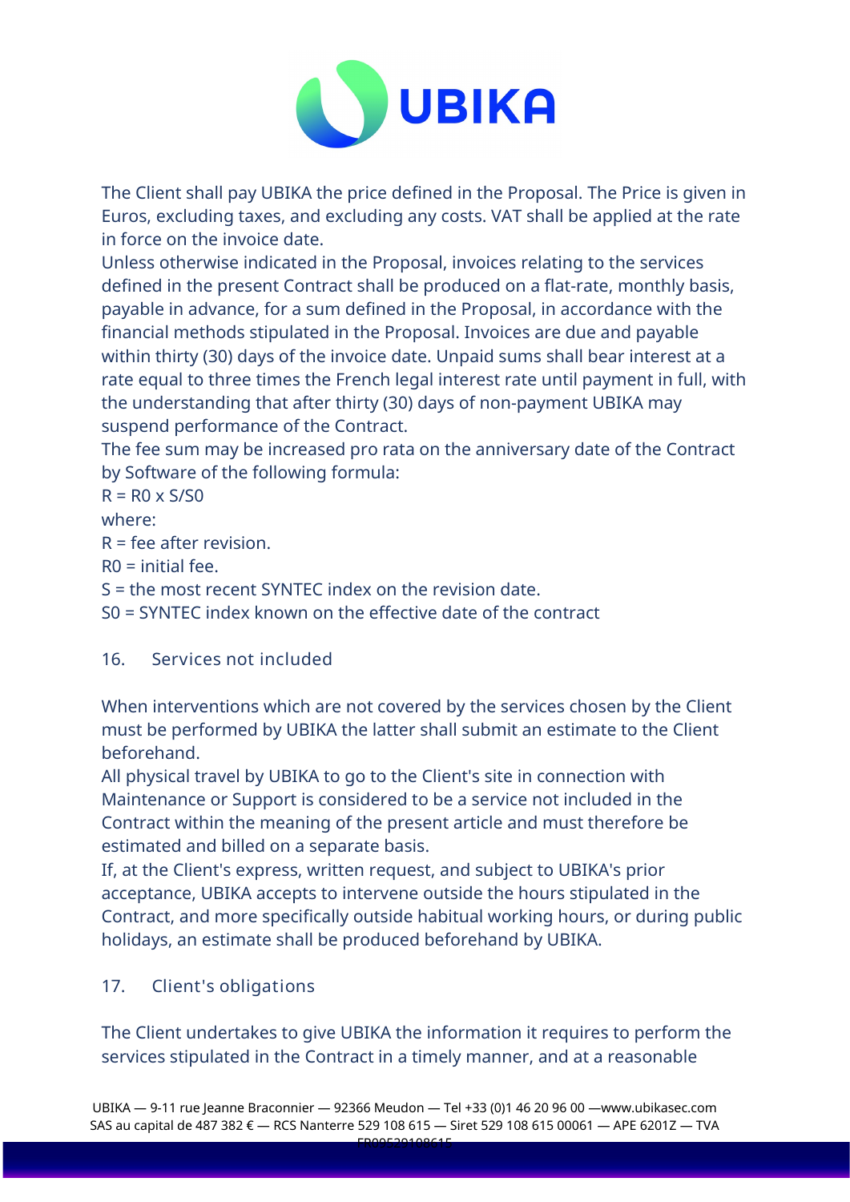The Client shall pay UBIKA the price defined in the Proposal. The Price is given in Euros, excluding taxes, and excluding any costs. VAT shall be applied at the rate in force on the invoice date.

Unless otherwise indicated in the Proposal, invoices relating to the services defined in the present Contract shall be produced on a flat-rate, monthly basis, payable in advance, for a sum defined in the Proposal, in accordance with the financial methods stipulated in the Proposal. Invoices are due and payable within thirty (30) days of the invoice date. Unpaid sums shall bear interest at a rate equal to three times the French legal interest rate until payment in full, with the understanding that after thirty (30) days of non-payment UBIKA may suspend performance of the Contract.

The fee sum may be increased pro rata on the anniversary date of the Contract by Software of the following formula:

$R = R0 \times S/S0$

where:

R = fee after revision.

R0 = initial fee.

S = the most recent SYNTEC index on the revision date.

S0 = SYNTEC index known on the effective date of the contract

## 16. Services not included

When interventions which are not covered by the services chosen by the Client must be performed by UBIKA the latter shall submit an estimate to the Client beforehand.

All physical travel by UBIKA to go to the Client's site in connection with Maintenance or Support is considered to be a service not included in the Contract within the meaning of the present article and must therefore be estimated and billed on a separate basis.

If, at the Client's express, written request, and subject to UBIKA's prior acceptance, UBIKA accepts to intervene outside the hours stipulated in the Contract, and more specifically outside habitual working hours, or during public holidays, an estimate shall be produced beforehand by UBIKA.

## 17. Client's obligations

The Client undertakes to give UBIKA the information it requires to perform the services stipulated in the Contract in a timely manner, and at a reasonable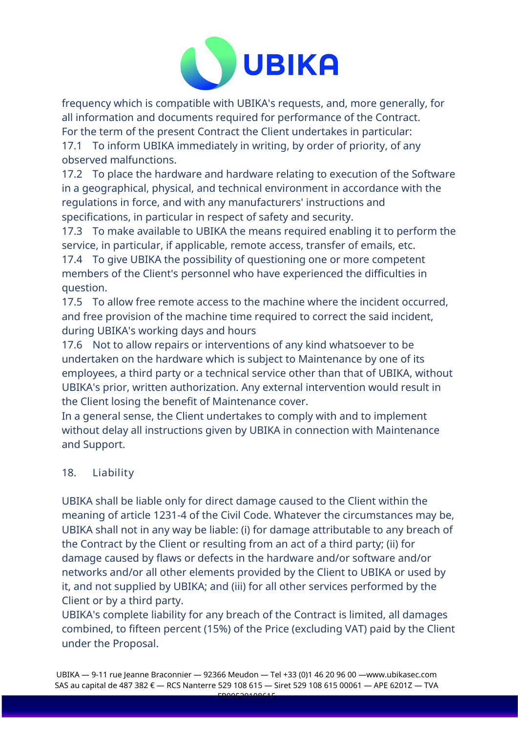frequency which is compatible with UBIKA's requests, and, more generally, for all information and documents required for performance of the Contract.

For the term of the present Contract the Client undertakes in particular:

17.1 To inform UBIKA immediately in writing, by order of priority, of any observed malfunctions.

17.2 To place the hardware and hardware relating to execution of the Software in a geographical, physical, and technical environment in accordance with the regulations in force, and with any manufacturers' instructions and specifications, in particular in respect of safety and security.

17.3 To make available to UBIKA the means required enabling it to perform the service, in particular, if applicable, remote access, transfer of emails, etc.

17.4 To give UBIKA the possibility of questioning one or more competent members of the Client's personnel who have experienced the difficulties in question.

17.5 To allow free remote access to the machine where the incident occurred, and free provision of the machine time required to correct the said incident, during UBIKA's working days and hours

17.6 Not to allow repairs or interventions of any kind whatsoever to be undertaken on the hardware which is subject to Maintenance by one of its employees, a third party or a technical service other than that of UBIKA, without UBIKA's prior, written authorization. Any external intervention would result in the Client losing the benefit of Maintenance cover.

In a general sense, the Client undertakes to comply with and to implement without delay all instructions given by UBIKA in connection with Maintenance and Support.

## 18. Liability

UBIKA shall be liable only for direct damage caused to the Client within the meaning of article 1231-4 of the Civil Code. Whatever the circumstances may be, UBIKA shall not in any way be liable: (i) for damage attributable to any breach of the Contract by the Client or resulting from an act of a third party; (ii) for damage caused by flaws or defects in the hardware and/or software and/or networks and/or all other elements provided by the Client to UBIKA or used by it, and not supplied by UBIKA; and (iii) for all other services performed by the Client or by a third party.

UBIKA's complete liability for any breach of the Contract is limited, all damages combined, to fifteen percent (15%) of the Price (excluding VAT) paid by the Client under the Proposal.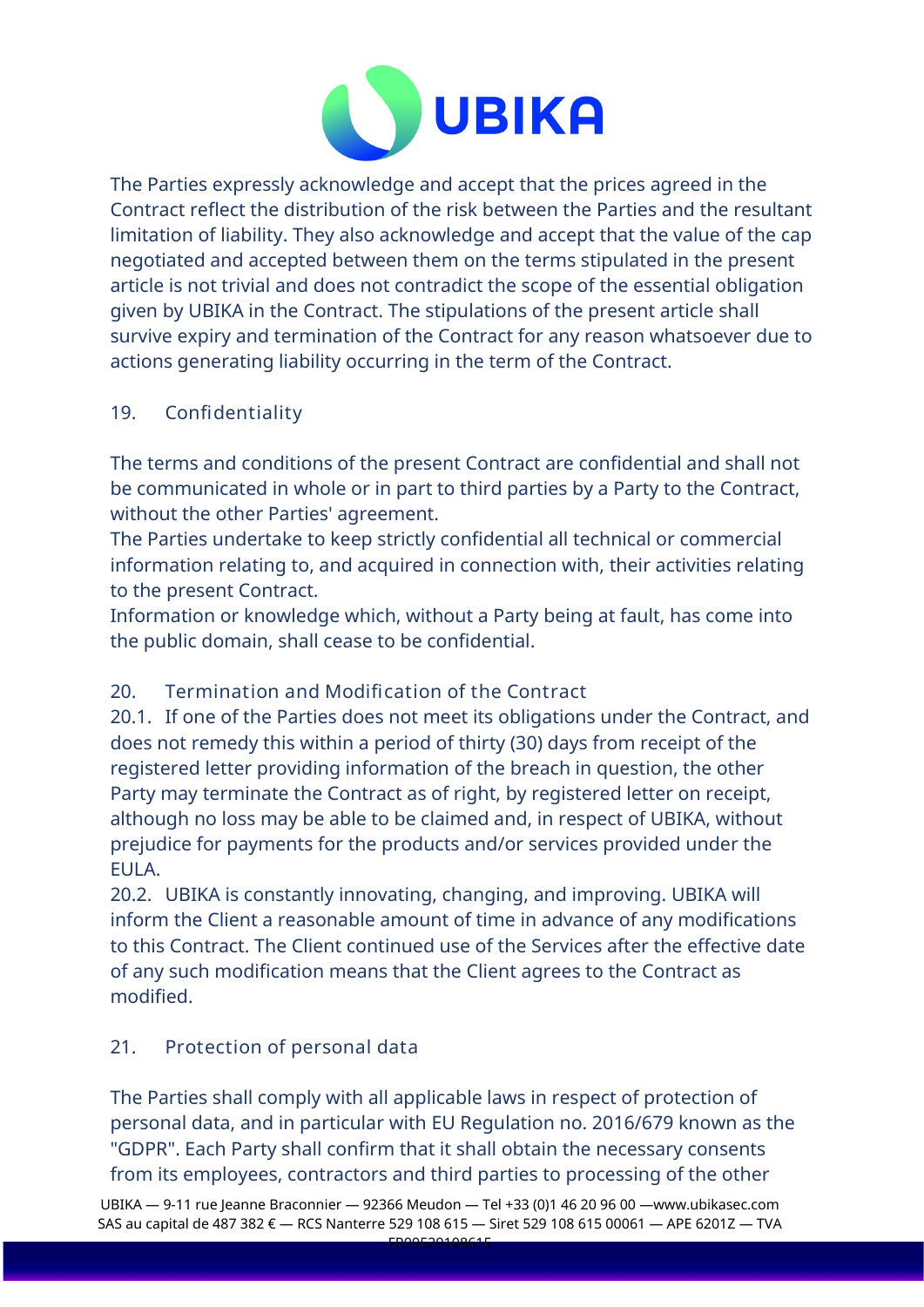The Parties expressly acknowledge and accept that the prices agreed in the Contract reflect the distribution of the risk between the Parties and the resultant limitation of liability. They also acknowledge and accept that the value of the cap negotiated and accepted between them on the terms stipulated in the present article is not trivial and does not contradict the scope of the essential obligation given by UBIKA in the Contract. The stipulations of the present article shall survive expiry and termination of the Contract for any reason whatsoever due to actions generating liability occurring in the term of the Contract.

## 19. Confidentiality

The terms and conditions of the present Contract are confidential and shall not be communicated in whole or in part to third parties by a Party to the Contract, without the other Parties' agreement.

The Parties undertake to keep strictly confidential all technical or commercial information relating to, and acquired in connection with, their activities relating to the present Contract.

Information or knowledge which, without a Party being at fault, has come into the public domain, shall cease to be confidential.

## 20. Termination and Modification of the Contract

20.1. If one of the Parties does not meet its obligations under the Contract, and does not remedy this within a period of thirty (30) days from receipt of the registered letter providing information of the breach in question, the other Party may terminate the Contract as of right, by registered letter on receipt, although no loss may be able to be claimed and, in respect of UBIKA, without prejudice for payments for the products and/or services provided under the EULA.

20.2. UBIKA is constantly innovating, changing, and improving. UBIKA will inform the Client a reasonable amount of time in advance of any modifications to this Contract. The Client continued use of the Services after the effective date of any such modification means that the Client agrees to the Contract as modified.

## 21. Protection of personal data

The Parties shall comply with all applicable laws in respect of protection of personal data, and in particular with EU Regulation no. 2016/679 known as the "GDPR". Each Party shall confirm that it shall obtain the necessary consents from its employees, contractors and third parties to processing of the other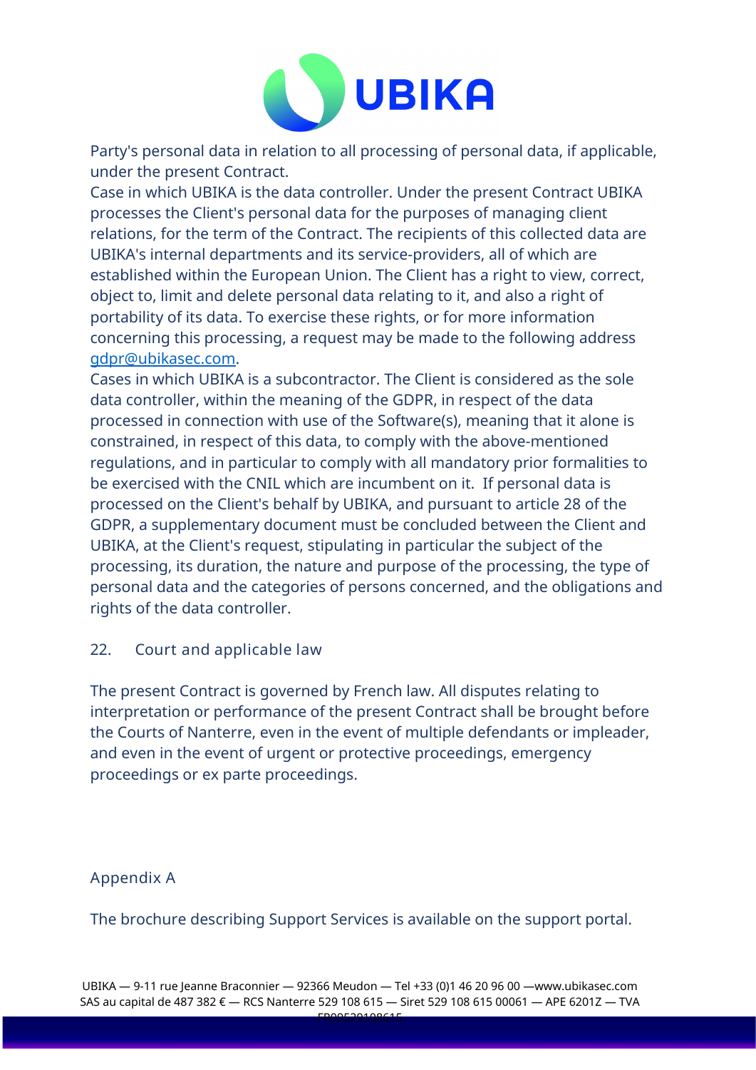Party's personal data in relation to all processing of personal data, if applicable, under the present Contract.

Case in which UBIKA is the data controller. Under the present Contract UBIKA processes the Client's personal data for the purposes of managing client relations, for the term of the Contract. The recipients of this collected data are UBIKA's internal departments and its service-providers, all of which are established within the European Union. The Client has a right to view, correct, object to, limit and delete personal data relating to it, and also a right of portability of its data. To exercise these rights, or for more information concerning this processing, a request may be made to the following address gdpr@ubikasec.com.

Cases in which UBIKA is a subcontractor. The Client is considered as the sole data controller, within the meaning of the GDPR, in respect of the data processed in connection with use of the Software(s), meaning that it alone is constrained, in respect of this data, to comply with the above-mentioned regulations, and in particular to comply with all mandatory prior formalities to be exercised with the CNIL which are incumbent on it. If personal data is processed on the Client's behalf by UBIKA, and pursuant to article 28 of the GDPR, a supplementary document must be concluded between the Client and UBIKA, at the Client's request, stipulating in particular the subject of the processing, its duration, the nature and purpose of the processing, the type of personal data and the categories of persons concerned, and the obligations and rights of the data controller.

## 22. Court and applicable law

The present Contract is governed by French law. All disputes relating to interpretation or performance of the present Contract shall be brought before the Courts of Nanterre, even in the event of multiple defendants or impleader, and even in the event of urgent or protective proceedings, emergency proceedings or ex parte proceedings.

## Appendix A

The brochure describing Support Services is available on the support portal.